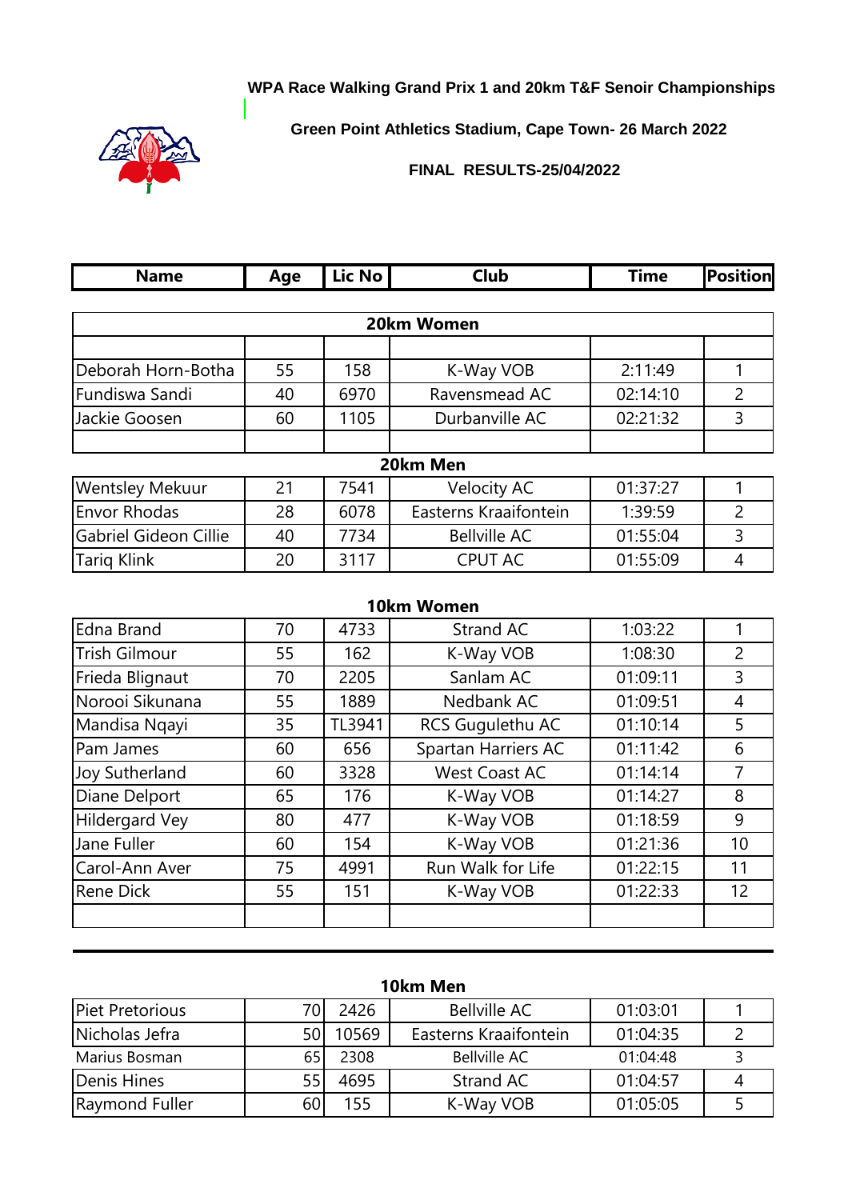**WPA Race Walking Grand Prix 1 and 20km T&F Senoir Championships**

**Green Point Athletics Stadium, Cape Town- 26 March 2022**

**FINAL RESULTS-25/04/2022**

| Name | Age | Lic No | Club | Time | Position |
|---|---|---|---|---|---|
| **20km Women** | | | | | |
| Deborah Horn-Botha | 55 | 158 | K-Way VOB | 2:11:49 | 1 |
| Fundiswa Sandi | 40 | 6970 | Ravensmead AC | 02:14:10 | 2 |
| Jackie Goosen | 60 | 1105 | Durbanville AC | 02:21:32 | 3 |
| **20km Men** | | | | | |
| Wentsley Mekuur | 21 | 7541 | Velocity AC | 01:37:27 | 1 |
| Envor Rhodas | 28 | 6078 | Easterns Kraaifontein | 1:39:59 | 2 |
| Gabriel Gideon Cillie | 40 | 7734 | Bellville AC | 01:55:04 | 3 |
| Tariq Klink | 20 | 3117 | CPUT AC | 01:55:09 | 4 |
| **10km Women** | | | | | |
| Edna Brand | 70 | 4733 | Strand AC | 1:03:22 | 1 |
| Trish Gilmour | 55 | 162 | K-Way VOB | 1:08:30 | 2 |
| Frieda Blignaut | 70 | 2205 | Sanlam AC | 01:09:11 | 3 |
| Norooi Sikunana | 55 | 1889 | Nedbank AC | 01:09:51 | 4 |
| Mandisa Nqayi | 35 | TL3941 | RCS Gugulethu AC | 01:10:14 | 5 |
| Pam James | 60 | 656 | Spartan Harriers AC | 01:11:42 | 6 |
| Joy Sutherland | 60 | 3328 | West Coast AC | 01:14:14 | 7 |
| Diane Delport | 65 | 176 | K-Way VOB | 01:14:27 | 8 |
| Hildergard Vey | 80 | 477 | K-Way VOB | 01:18:59 | 9 |
| Jane Fuller | 60 | 154 | K-Way VOB | 01:21:36 | 10 |
| Carol-Ann Aver | 75 | 4991 | Run Walk for Life | 01:22:15 | 11 |
| Rene Dick | 55 | 151 | K-Way VOB | 01:22:33 | 12 |
| **10km Men** | | | | | |
| Piet Pretorious | 70 | 2426 | Bellville AC | 01:03:01 | 1 |
| Nicholas Jefra | 50 | 10569 | Easterns Kraaifontein | 01:04:35 | 2 |
| Marius Bosman | 65 | 2308 | Bellville AC | 01:04:48 | 3 |
| Denis Hines | 55 | 4695 | Strand AC | 01:04:57 | 4 |
| Raymond Fuller | 60 | 155 | K-Way VOB | 01:05:05 | 5 |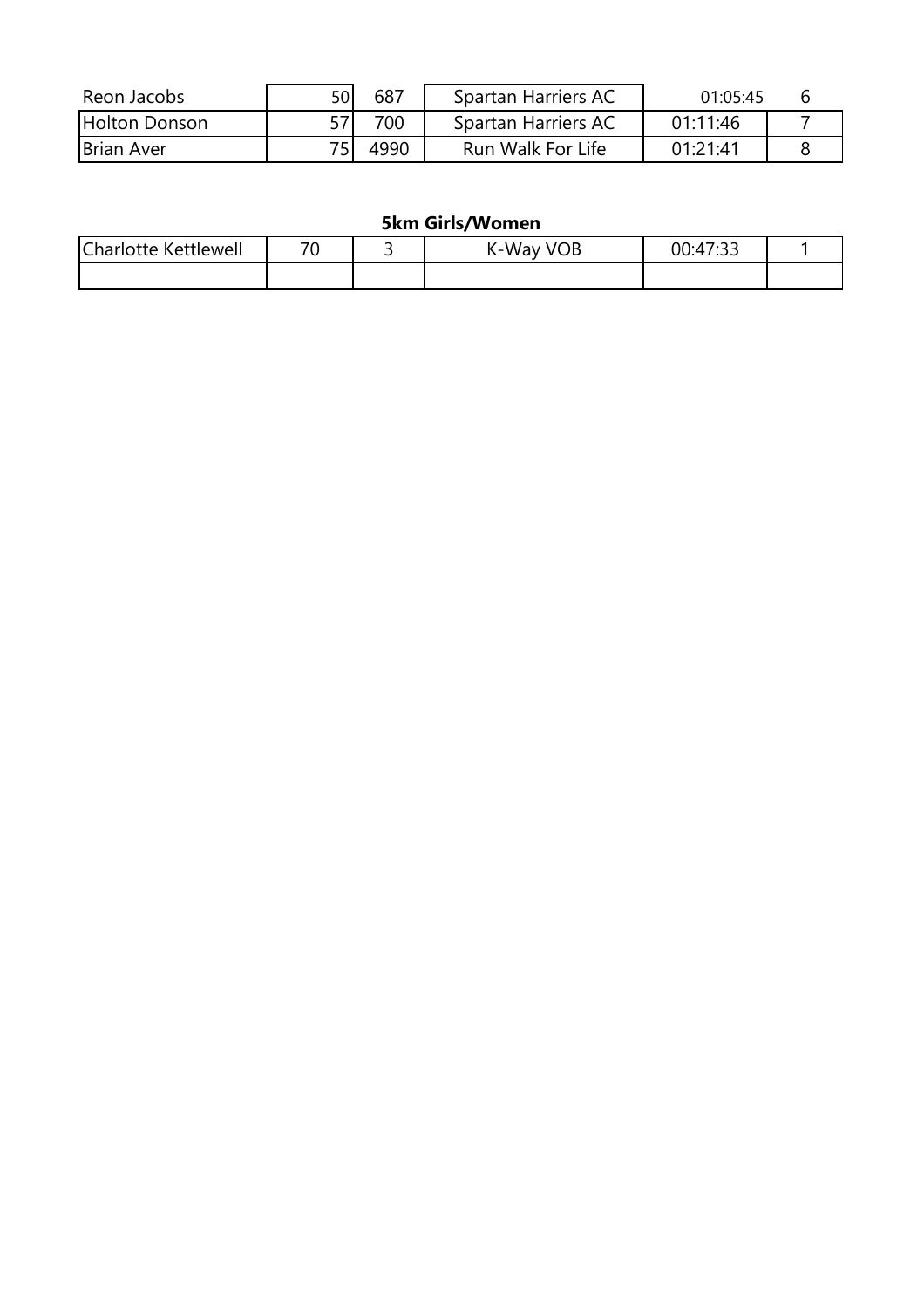| | | | | | |
|---|---|---|---|---|---|
| Reon Jacobs | 50 | 687 | Spartan Harriers AC | 01:05:45 | 6 |
| Holton Donson | 57 | 700 | Spartan Harriers AC | 01:11:46 | 7 |
| Brian Aver | 75 | 4990 | Run Walk For Life | 01:21:41 | 8 |

**5km Girls/Women**

| | | | | | |
|---|---|---|---|---|---|
| Charlotte Kettlewell | 70 | 3 | K-Way VOB | 00:47:33 | 1 |
| | | | | | |